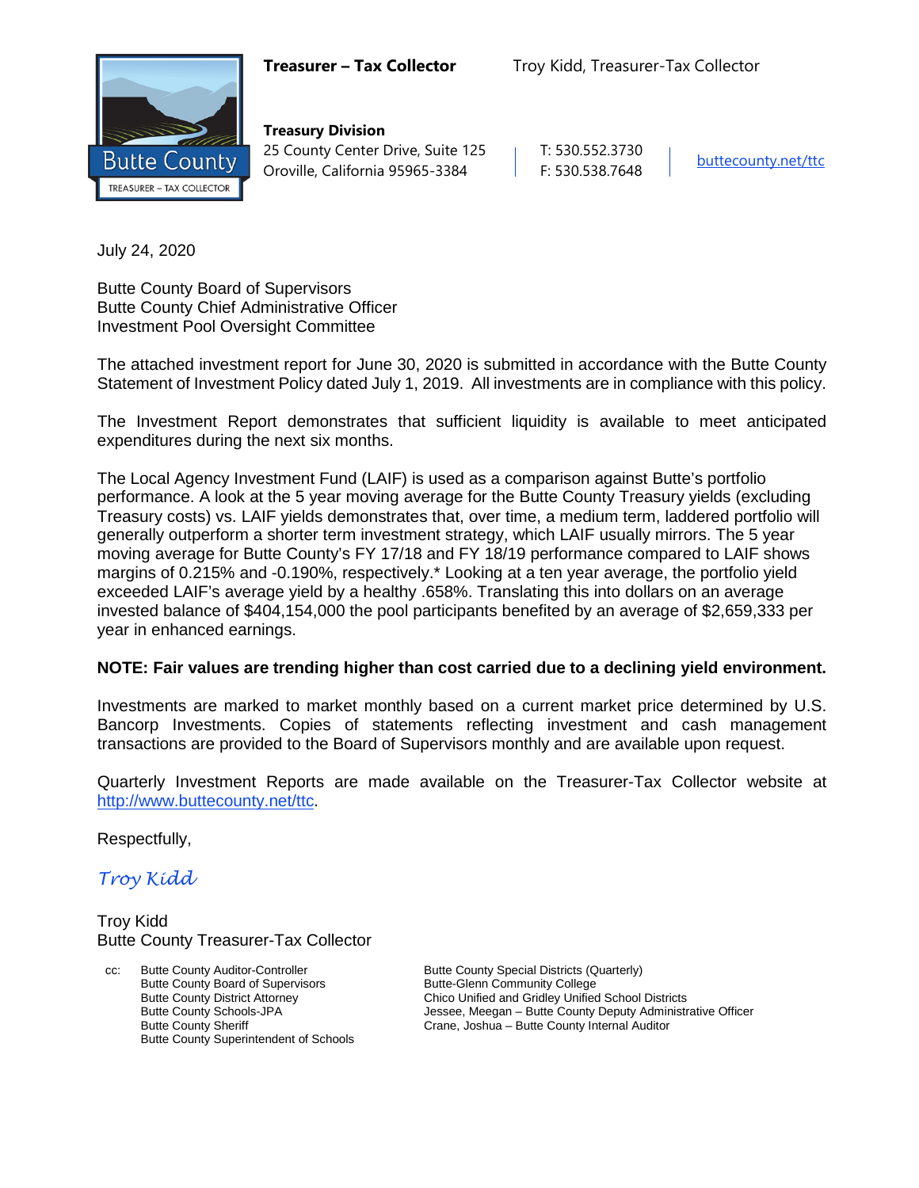**Treasurer – Tax Collector** Troy Kidd, Treasurer-Tax Collector

Butte County
TREASURER – TAX COLLECTOR

**Treasury Division**
25 County Center Drive, Suite 125
Oroville, California 95965-3384

T: 530.552.3730
F: 530.538.7648

buttecounty.net/ttc

July 24, 2020

Butte County Board of Supervisors
Butte County Chief Administrative Officer
Investment Pool Oversight Committee

The attached investment report for June 30, 2020 is submitted in accordance with the Butte County Statement of Investment Policy dated July 1, 2019. All investments are in compliance with this policy.

The Investment Report demonstrates that sufficient liquidity is available to meet anticipated expenditures during the next six months.

The Local Agency Investment Fund (LAIF) is used as a comparison against Butte's portfolio performance. A look at the 5 year moving average for the Butte County Treasury yields (excluding Treasury costs) vs. LAIF yields demonstrates that, over time, a medium term, laddered portfolio will generally outperform a shorter term investment strategy, which LAIF usually mirrors. The 5 year moving average for Butte County's FY 17/18 and FY 18/19 performance compared to LAIF shows margins of 0.215% and -0.190%, respectively.* Looking at a ten year average, the portfolio yield exceeded LAIF's average yield by a healthy .658%. Translating this into dollars on an average invested balance of $404,154,000 the pool participants benefited by an average of $2,659,333 per year in enhanced earnings.

**NOTE: Fair values are trending higher than cost carried due to a declining yield environment.**

Investments are marked to market monthly based on a current market price determined by U.S. Bancorp Investments. Copies of statements reflecting investment and cash management transactions are provided to the Board of Supervisors monthly and are available upon request.

Quarterly Investment Reports are made available on the Treasurer-Tax Collector website at http://www.buttecounty.net/ttc.

Respectfully,

*Troy Kidd*

Troy Kidd
Butte County Treasurer-Tax Collector

cc:
Butte County Auditor-Controller
Butte County Board of Supervisors
Butte County District Attorney
Butte County Schools-JPA
Butte County Sheriff
Butte County Superintendent of Schools
Butte County Special Districts (Quarterly)
Butte-Glenn Community College
Chico Unified and Gridley Unified School Districts
Jessee, Meegan – Butte County Deputy Administrative Officer
Crane, Joshua – Butte County Internal Auditor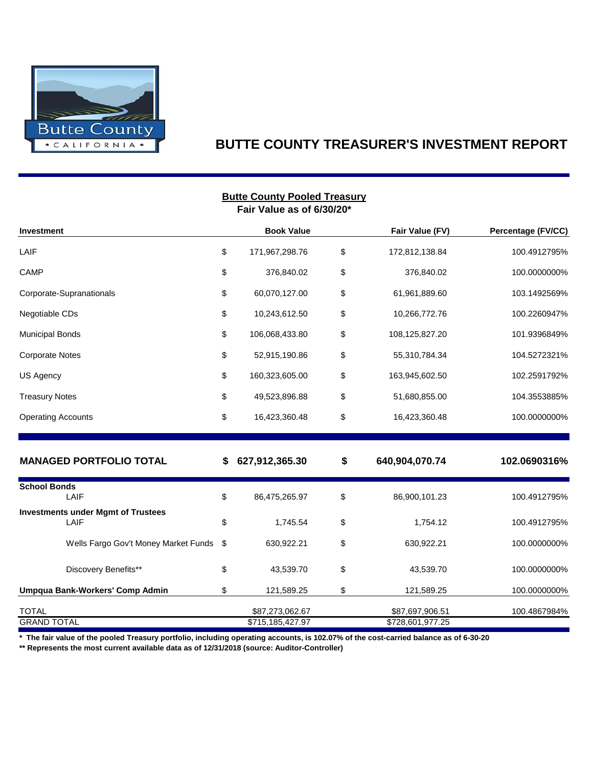# BUTTE COUNTY TREASURER'S INVESTMENT REPORT

**Butte County Pooled Treasury**
**Fair Value as of 6/30/20***

| Investment | | Book Value | | Fair Value (FV) | Percentage (FV/CC) |
|---|---|---|---|---|---|
| LAIF | $ | 171,967,298.76 | $ | 172,812,138.84 | 100.4912795% |
| CAMP | $ | 376,840.02 | $ | 376,840.02 | 100.0000000% |
| Corporate-Supranationals | $ | 60,070,127.00 | $ | 61,961,889.60 | 103.1492569% |
| Negotiable CDs | $ | 10,243,612.50 | $ | 10,266,772.76 | 100.2260947% |
| Municipal Bonds | $ | 106,068,433.80 | $ | 108,125,827.20 | 101.9396849% |
| Corporate Notes | $ | 52,915,190.86 | $ | 55,310,784.34 | 104.5272321% |
| US Agency | $ | 160,323,605.00 | $ | 163,945,602.50 | 102.2591792% |
| Treasury Notes | $ | 49,523,896.88 | $ | 51,680,855.00 | 104.3553885% |
| Operating Accounts | $ | 16,423,360.48 | $ | 16,423,360.48 | 100.0000000% |
| **MANAGED PORTFOLIO TOTAL** | **$** | **627,912,365.30** | **$** | **640,904,070.74** | **102.0690316%** |
| **School Bonds** | | | | | |
| LAIF | $ | 86,475,265.97 | $ | 86,900,101.23 | 100.4912795% |
| **Investments under Mgmt of Trustees** | | | | | |
| LAIF | $ | 1,745.54 | $ | 1,754.12 | 100.4912795% |
| Wells Fargo Gov't Money Market Funds | $ | 630,922.21 | $ | 630,922.21 | 100.0000000% |
| Discovery Benefits** | $ | 43,539.70 | $ | 43,539.70 | 100.0000000% |
| **Umpqua Bank-Workers' Comp Admin** | $ | 121,589.25 | $ | 121,589.25 | 100.0000000% |
| TOTAL | | $87,273,062.67 | | $87,697,906.51 | 100.4867984% |
| GRAND TOTAL | | $715,185,427.97 | | $728,601,977.25 | |

**\* The fair value of the pooled Treasury portfolio, including operating accounts, is 102.07% of the cost-carried balance as of 6-30-20**

**\*\* Represents the most current available data as of 12/31/2018 (source: Auditor-Controller)**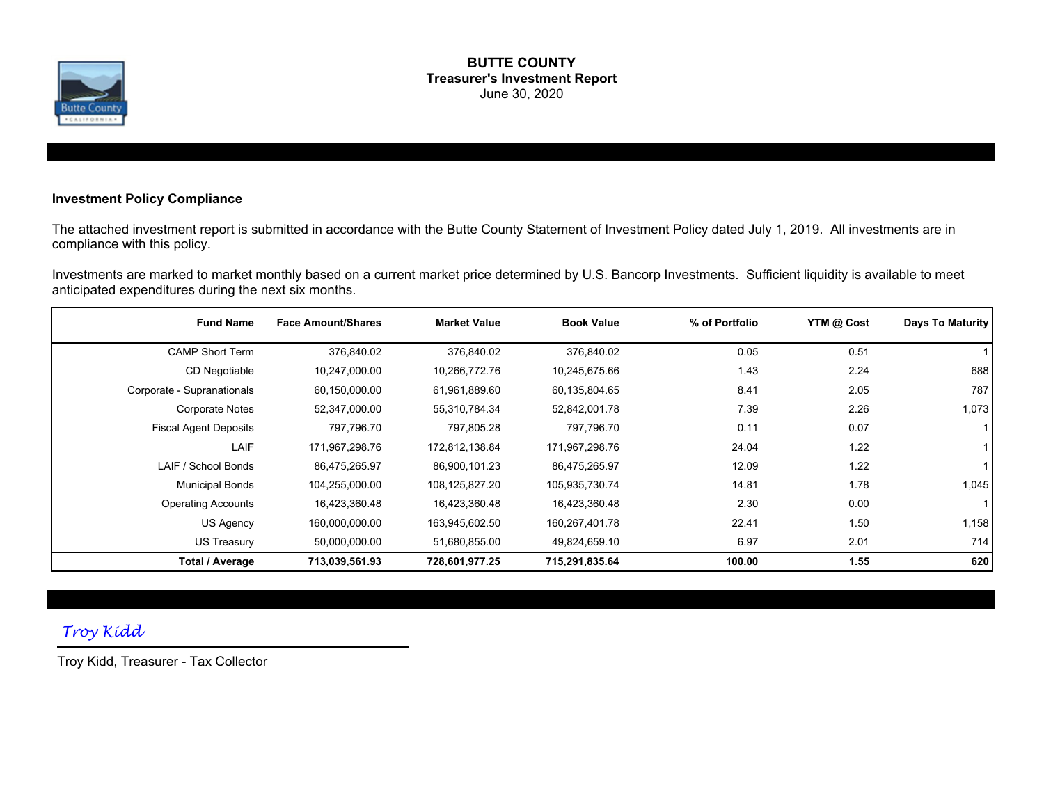# BUTTE COUNTY

## Treasurer's Investment Report

June 30, 2020

### Investment Policy Compliance

The attached investment report is submitted in accordance with the Butte County Statement of Investment Policy dated July 1, 2019. All investments are in compliance with this policy.

Investments are marked to market monthly based on a current market price determined by U.S. Bancorp Investments. Sufficient liquidity is available to meet anticipated expenditures during the next six months.

| Fund Name | Face Amount/Shares | Market Value | Book Value | % of Portfolio | YTM @ Cost | Days To Maturity |
|---|---|---|---|---|---|---|
| CAMP Short Term | 376,840.02 | 376,840.02 | 376,840.02 | 0.05 | 0.51 | 1 |
| CD Negotiable | 10,247,000.00 | 10,266,772.76 | 10,245,675.66 | 1.43 | 2.24 | 688 |
| Corporate - Supranationals | 60,150,000.00 | 61,961,889.60 | 60,135,804.65 | 8.41 | 2.05 | 787 |
| Corporate Notes | 52,347,000.00 | 55,310,784.34 | 52,842,001.78 | 7.39 | 2.26 | 1,073 |
| Fiscal Agent Deposits | 797,796.70 | 797,805.28 | 797,796.70 | 0.11 | 0.07 | 1 |
| LAIF | 171,967,298.76 | 172,812,138.84 | 171,967,298.76 | 24.04 | 1.22 | 1 |
| LAIF / School Bonds | 86,475,265.97 | 86,900,101.23 | 86,475,265.97 | 12.09 | 1.22 | 1 |
| Municipal Bonds | 104,255,000.00 | 108,125,827.20 | 105,935,730.74 | 14.81 | 1.78 | 1,045 |
| Operating Accounts | 16,423,360.48 | 16,423,360.48 | 16,423,360.48 | 2.30 | 0.00 | 1 |
| US Agency | 160,000,000.00 | 163,945,602.50 | 160,267,401.78 | 22.41 | 1.50 | 1,158 |
| US Treasury | 50,000,000.00 | 51,680,855.00 | 49,824,659.10 | 6.97 | 2.01 | 714 |
| **Total / Average** | **713,039,561.93** | **728,601,977.25** | **715,291,835.64** | **100.00** | **1.55** | **620** |

*Troy Kidd*

Troy Kidd, Treasurer - Tax Collector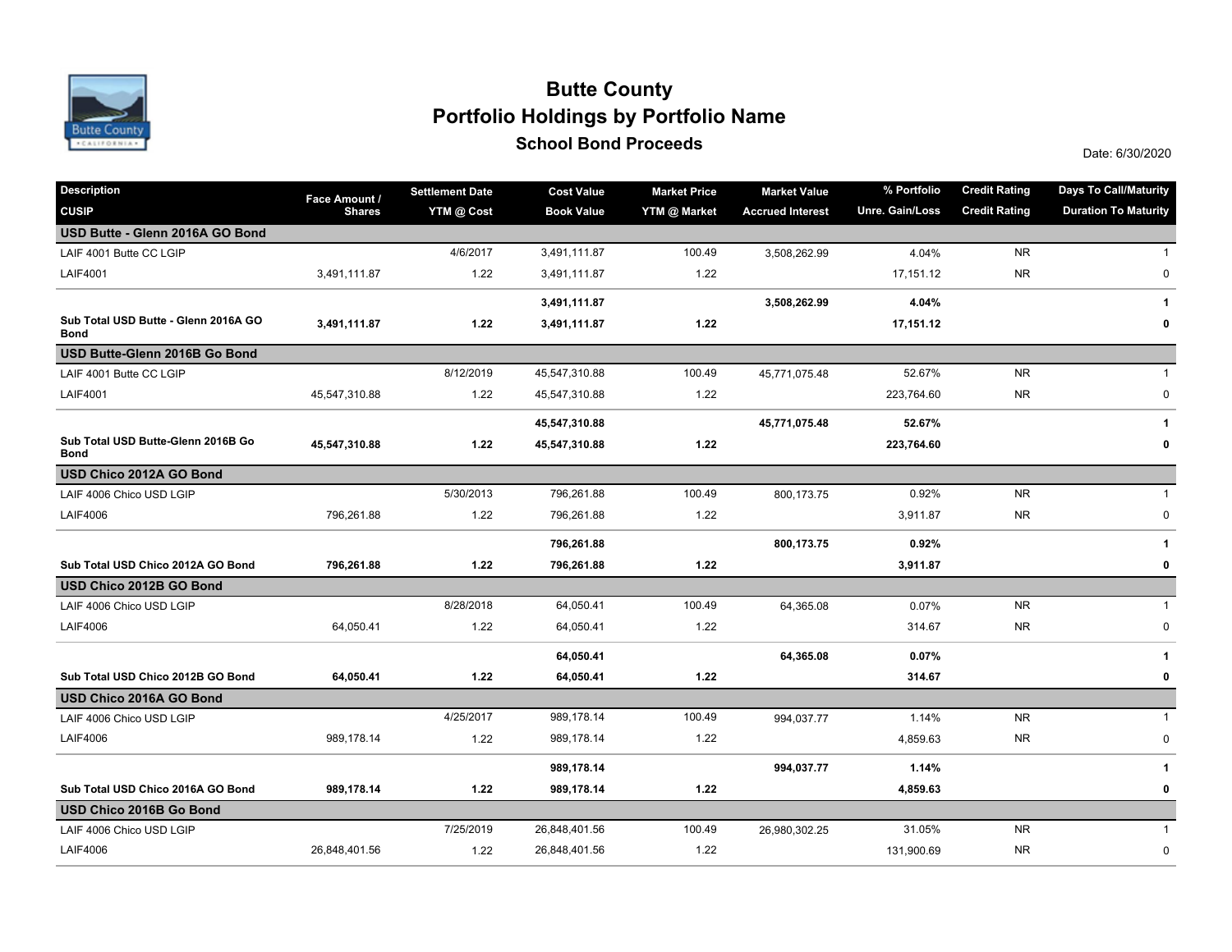# Butte County

## Portfolio Holdings by Portfolio Name

### School Bond Proceeds

Date: 6/30/2020

| Description<br>CUSIP | Face Amount / Shares | Settlement Date<br>YTM @ Cost | Cost Value<br>Book Value | Market Price<br>YTM @ Market | Market Value<br>Accrued Interest | % Portfolio<br>Unre. Gain/Loss | Credit Rating<br>Credit Rating | Days To Call/Maturity<br>Duration To Maturity |
|---|---|---|---|---|---|---|---|---|
| **USD Butte - Glenn 2016A GO Bond** | | | | | | | | |
| LAIF 4001 Butte CC LGIP | | 4/6/2017 | 3,491,111.87 | 100.49 | 3,508,262.99 | 4.04% | NR | 1 |
| LAIF4001 | 3,491,111.87 | 1.22 | 3,491,111.87 | 1.22 | | 17,151.12 | NR | 0 |
| | | | **3,491,111.87** | | **3,508,262.99** | **4.04%** | | **1** |
| **Sub Total USD Butte - Glenn 2016A GO Bond** | **3,491,111.87** | **1.22** | **3,491,111.87** | **1.22** | | **17,151.12** | | **0** |
| **USD Butte-Glenn 2016B Go Bond** | | | | | | | | |
| LAIF 4001 Butte CC LGIP | | 8/12/2019 | 45,547,310.88 | 100.49 | 45,771,075.48 | 52.67% | NR | 1 |
| LAIF4001 | 45,547,310.88 | 1.22 | 45,547,310.88 | 1.22 | | 223,764.60 | NR | 0 |
| | | | **45,547,310.88** | | **45,771,075.48** | **52.67%** | | **1** |
| **Sub Total USD Butte-Glenn 2016B Go Bond** | **45,547,310.88** | **1.22** | **45,547,310.88** | **1.22** | | **223,764.60** | | **0** |
| **USD Chico 2012A GO Bond** | | | | | | | | |
| LAIF 4006 Chico USD LGIP | | 5/30/2013 | 796,261.88 | 100.49 | 800,173.75 | 0.92% | NR | 1 |
| LAIF4006 | 796,261.88 | 1.22 | 796,261.88 | 1.22 | | 3,911.87 | NR | 0 |
| | | | **796,261.88** | | **800,173.75** | **0.92%** | | **1** |
| **Sub Total USD Chico 2012A GO Bond** | **796,261.88** | **1.22** | **796,261.88** | **1.22** | | **3,911.87** | | **0** |
| **USD Chico 2012B GO Bond** | | | | | | | | |
| LAIF 4006 Chico USD LGIP | | 8/28/2018 | 64,050.41 | 100.49 | 64,365.08 | 0.07% | NR | 1 |
| LAIF4006 | 64,050.41 | 1.22 | 64,050.41 | 1.22 | | 314.67 | NR | 0 |
| | | | **64,050.41** | | **64,365.08** | **0.07%** | | **1** |
| **Sub Total USD Chico 2012B GO Bond** | **64,050.41** | **1.22** | **64,050.41** | **1.22** | | **314.67** | | **0** |
| **USD Chico 2016A GO Bond** | | | | | | | | |
| LAIF 4006 Chico USD LGIP | | 4/25/2017 | 989,178.14 | 100.49 | 994,037.77 | 1.14% | NR | 1 |
| LAIF4006 | 989,178.14 | 1.22 | 989,178.14 | 1.22 | | 4,859.63 | NR | 0 |
| | | | **989,178.14** | | **994,037.77** | **1.14%** | | **1** |
| **Sub Total USD Chico 2016A GO Bond** | **989,178.14** | **1.22** | **989,178.14** | **1.22** | | **4,859.63** | | **0** |
| **USD Chico 2016B Go Bond** | | | | | | | | |
| LAIF 4006 Chico USD LGIP | | 7/25/2019 | 26,848,401.56 | 100.49 | 26,980,302.25 | 31.05% | NR | 1 |
| LAIF4006 | 26,848,401.56 | 1.22 | 26,848,401.56 | 1.22 | | 131,900.69 | NR | 0 |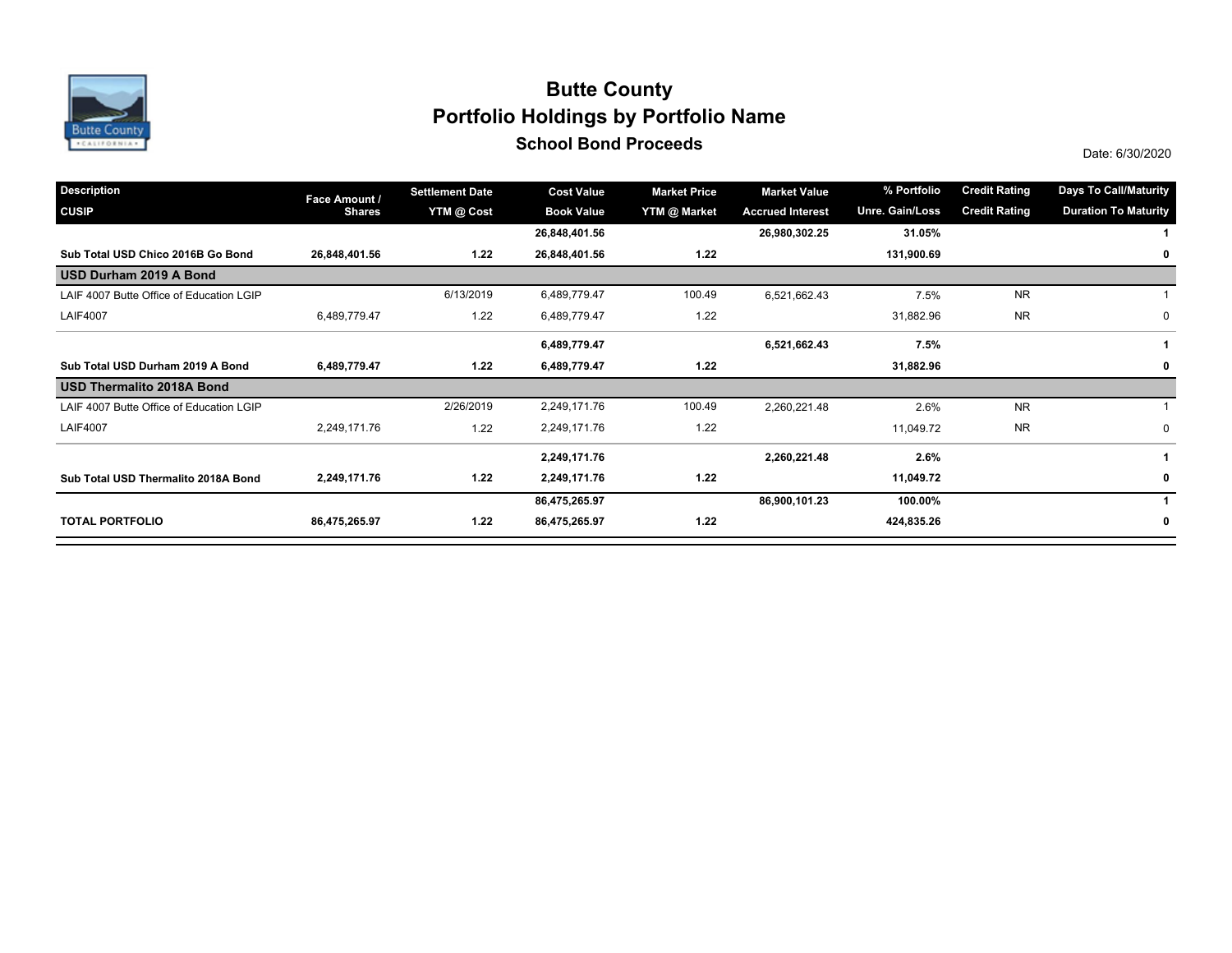# Butte County

## Portfolio Holdings by Portfolio Name

### School Bond Proceeds

Date: 6/30/2020

| Description / CUSIP | Face Amount / Shares | Settlement Date / YTM @ Cost | Cost Value / Book Value | Market Price / YTM @ Market | Market Value / Accrued Interest | % Portfolio / Unre. Gain/Loss | Credit Rating / Credit Rating | Days To Call/Maturity / Duration To Maturity |
|---|---|---|---|---|---|---|---|---|
| | | | **26,848,401.56** | | **26,980,302.25** | **31.05%** | | **1** |
| **Sub Total USD Chico 2016B Go Bond** | **26,848,401.56** | **1.22** | **26,848,401.56** | **1.22** | | **131,900.69** | | **0** |
| **USD Durham 2019 A Bond** | | | | | | | | |
| LAIF 4007 Butte Office of Education LGIP | | 6/13/2019 | 6,489,779.47 | 100.49 | 6,521,662.43 | 7.5% | NR | 1 |
| LAIF4007 | 6,489,779.47 | 1.22 | 6,489,779.47 | 1.22 | | 31,882.96 | NR | 0 |
| | | | **6,489,779.47** | | **6,521,662.43** | **7.5%** | | **1** |
| **Sub Total USD Durham 2019 A Bond** | **6,489,779.47** | **1.22** | **6,489,779.47** | **1.22** | | **31,882.96** | | **0** |
| **USD Thermalito 2018A Bond** | | | | | | | | |
| LAIF 4007 Butte Office of Education LGIP | | 2/26/2019 | 2,249,171.76 | 100.49 | 2,260,221.48 | 2.6% | NR | 1 |
| LAIF4007 | 2,249,171.76 | 1.22 | 2,249,171.76 | 1.22 | | 11,049.72 | NR | 0 |
| | | | **2,249,171.76** | | **2,260,221.48** | **2.6%** | | **1** |
| **Sub Total USD Thermalito 2018A Bond** | **2,249,171.76** | **1.22** | **2,249,171.76** | **1.22** | | **11,049.72** | | **0** |
| | | | **86,475,265.97** | | **86,900,101.23** | **100.00%** | | **1** |
| **TOTAL PORTFOLIO** | **86,475,265.97** | **1.22** | **86,475,265.97** | **1.22** | | **424,835.26** | | **0** |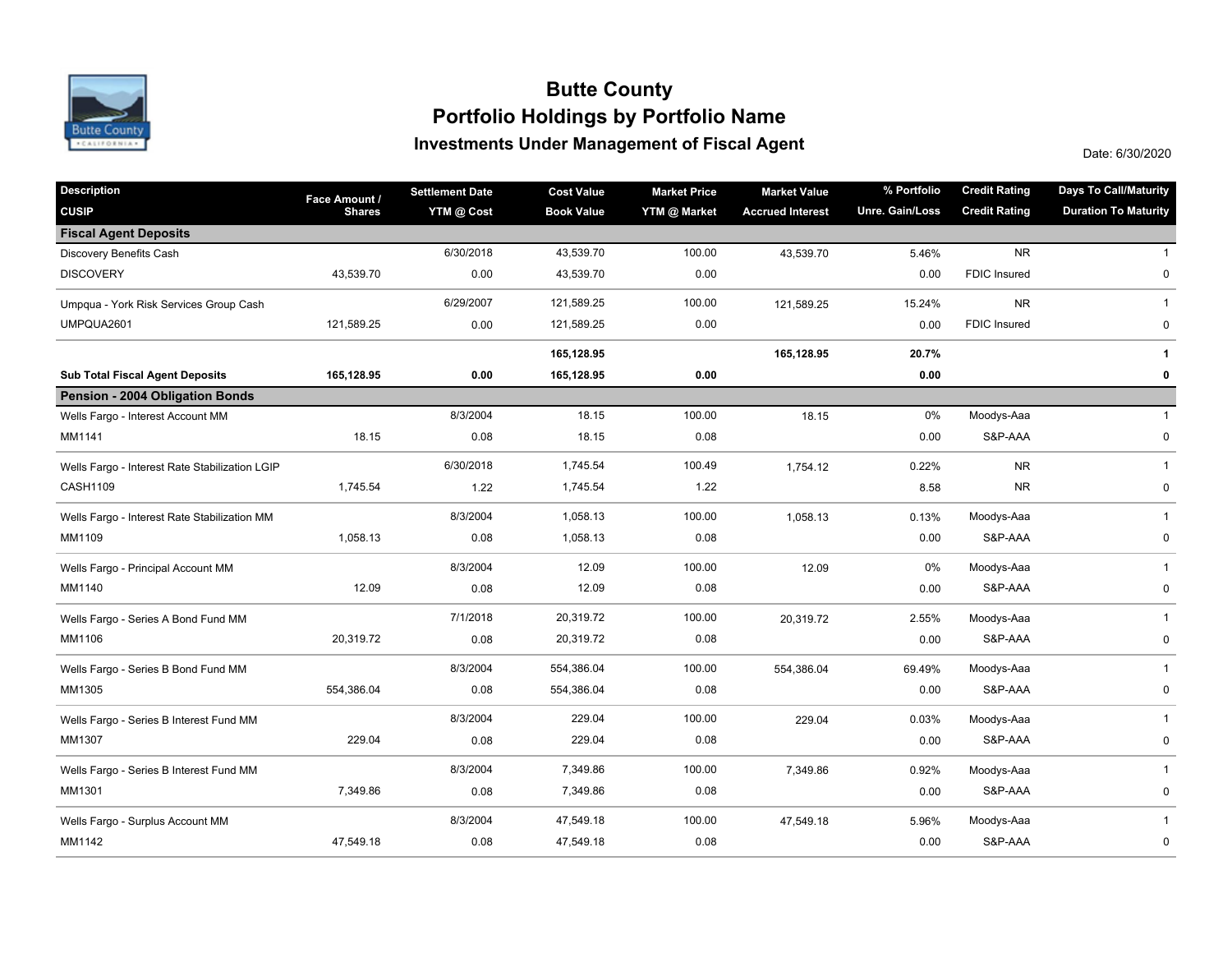# Butte County

## Portfolio Holdings by Portfolio Name

### Investments Under Management of Fiscal Agent

Date: 6/30/2020

| Description / CUSIP | Face Amount / Shares | Settlement Date / YTM @ Cost | Cost Value / Book Value | Market Price / YTM @ Market | Market Value / Accrued Interest | % Portfolio / Unre. Gain/Loss | Credit Rating / Credit Rating | Days To Call/Maturity / Duration To Maturity |
|---|---|---|---|---|---|---|---|---|
| **Fiscal Agent Deposits** | | | | | | | | |
| Discovery Benefits Cash | | 6/30/2018 | 43,539.70 | 100.00 | 43,539.70 | 5.46% | NR | 1 |
| DISCOVERY | 43,539.70 | 0.00 | 43,539.70 | 0.00 | | 0.00 | FDIC Insured | 0 |
| Umpqua - York Risk Services Group Cash | | 6/29/2007 | 121,589.25 | 100.00 | 121,589.25 | 15.24% | NR | 1 |
| UMPQUA2601 | 121,589.25 | 0.00 | 121,589.25 | 0.00 | | 0.00 | FDIC Insured | 0 |
| | | | **165,128.95** | | **165,128.95** | **20.7%** | | **1** |
| **Sub Total Fiscal Agent Deposits** | **165,128.95** | **0.00** | **165,128.95** | **0.00** | | **0.00** | | **0** |
| **Pension - 2004 Obligation Bonds** | | | | | | | | |
| Wells Fargo - Interest Account MM | | 8/3/2004 | 18.15 | 100.00 | 18.15 | 0% | Moodys-Aaa | 1 |
| MM1141 | 18.15 | 0.08 | 18.15 | 0.08 | | 0.00 | S&P-AAA | 0 |
| Wells Fargo - Interest Rate Stabilization LGIP | | 6/30/2018 | 1,745.54 | 100.49 | 1,754.12 | 0.22% | NR | 1 |
| CASH1109 | 1,745.54 | 1.22 | 1,745.54 | 1.22 | | 8.58 | NR | 0 |
| Wells Fargo - Interest Rate Stabilization MM | | 8/3/2004 | 1,058.13 | 100.00 | 1,058.13 | 0.13% | Moodys-Aaa | 1 |
| MM1109 | 1,058.13 | 0.08 | 1,058.13 | 0.08 | | 0.00 | S&P-AAA | 0 |
| Wells Fargo - Principal Account MM | | 8/3/2004 | 12.09 | 100.00 | 12.09 | 0% | Moodys-Aaa | 1 |
| MM1140 | 12.09 | 0.08 | 12.09 | 0.08 | | 0.00 | S&P-AAA | 0 |
| Wells Fargo - Series A Bond Fund MM | | 7/1/2018 | 20,319.72 | 100.00 | 20,319.72 | 2.55% | Moodys-Aaa | 1 |
| MM1106 | 20,319.72 | 0.08 | 20,319.72 | 0.08 | | 0.00 | S&P-AAA | 0 |
| Wells Fargo - Series B Bond Fund MM | | 8/3/2004 | 554,386.04 | 100.00 | 554,386.04 | 69.49% | Moodys-Aaa | 1 |
| MM1305 | 554,386.04 | 0.08 | 554,386.04 | 0.08 | | 0.00 | S&P-AAA | 0 |
| Wells Fargo - Series B Interest Fund MM | | 8/3/2004 | 229.04 | 100.00 | 229.04 | 0.03% | Moodys-Aaa | 1 |
| MM1307 | 229.04 | 0.08 | 229.04 | 0.08 | | 0.00 | S&P-AAA | 0 |
| Wells Fargo - Series B Interest Fund MM | | 8/3/2004 | 7,349.86 | 100.00 | 7,349.86 | 0.92% | Moodys-Aaa | 1 |
| MM1301 | 7,349.86 | 0.08 | 7,349.86 | 0.08 | | 0.00 | S&P-AAA | 0 |
| Wells Fargo - Surplus Account MM | | 8/3/2004 | 47,549.18 | 100.00 | 47,549.18 | 5.96% | Moodys-Aaa | 1 |
| MM1142 | 47,549.18 | 0.08 | 47,549.18 | 0.08 | | 0.00 | S&P-AAA | 0 |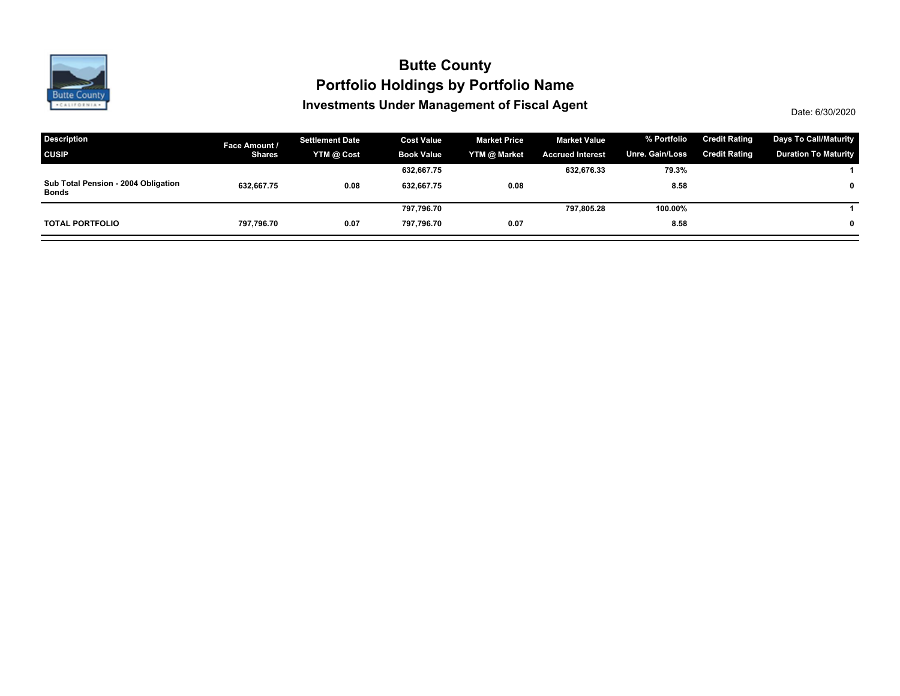# Butte County

## Portfolio Holdings by Portfolio Name

### Investments Under Management of Fiscal Agent

Date: 6/30/2020

| Description<br>CUSIP | Face Amount /<br>Shares | Settlement Date<br>YTM @ Cost | Cost Value<br>Book Value | Market Price<br>YTM @ Market | Market Value<br>Accrued Interest | % Portfolio<br>Unre. Gain/Loss | Credit Rating<br>Credit Rating | Days To Call/Maturity<br>Duration To Maturity |
|---|---|---|---|---|---|---|---|---|
| | | | 632,667.75 | | 632,676.33 | 79.3% | | 1 |
| **Sub Total Pension - 2004 Obligation Bonds** | 632,667.75 | 0.08 | 632,667.75 | 0.08 | | 8.58 | | 0 |
| | | | 797,796.70 | | 797,805.28 | 100.00% | | 1 |
| **TOTAL PORTFOLIO** | 797,796.70 | 0.07 | 797,796.70 | 0.07 | | 8.58 | | 0 |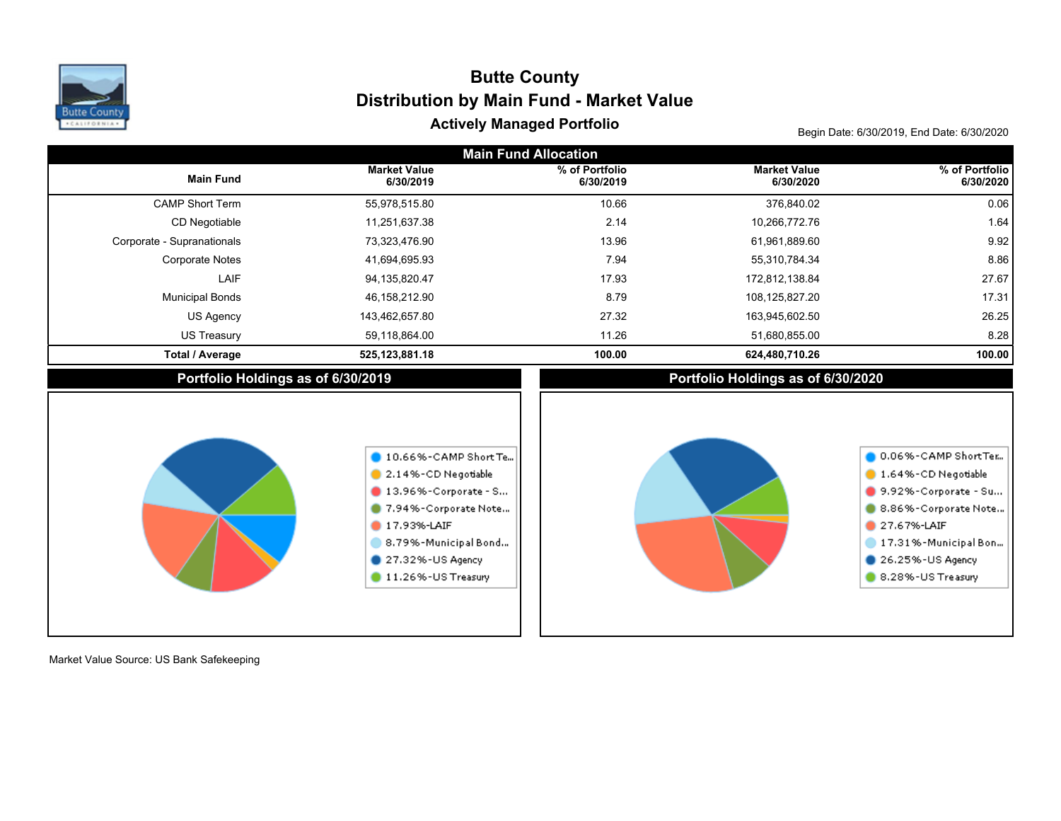# Butte County

## Distribution by Main Fund - Market Value

### Actively Managed Portfolio

Begin Date: 6/30/2019, End Date: 6/30/2020

**Main Fund Allocation**

| Main Fund | Market Value 6/30/2019 | % of Portfolio 6/30/2019 | Market Value 6/30/2020 | % of Portfolio 6/30/2020 |
|---|---|---|---|---|
| CAMP Short Term | 55,978,515.80 | 10.66 | 376,840.02 | 0.06 |
| CD Negotiable | 11,251,637.38 | 2.14 | 10,266,772.76 | 1.64 |
| Corporate - Supranationals | 73,323,476.90 | 13.96 | 61,961,889.60 | 9.92 |
| Corporate Notes | 41,694,695.93 | 7.94 | 55,310,784.34 | 8.86 |
| LAIF | 94,135,820.47 | 17.93 | 172,812,138.84 | 27.67 |
| Municipal Bonds | 46,158,212.90 | 8.79 | 108,125,827.20 | 17.31 |
| US Agency | 143,462,657.80 | 27.32 | 163,945,602.50 | 26.25 |
| US Treasury | 59,118,864.00 | 11.26 | 51,680,855.00 | 8.28 |
| **Total / Average** | **525,123,881.18** | **100.00** | **624,480,710.26** | **100.00** |

**Portfolio Holdings as of 6/30/2019**

- 10.66%-CAMP Short Te...
- 2.14%-CD Negotiable
- 13.96%-Corporate - S...
- 7.94%-Corporate Note...
- 17.93%-LAIF
- 8.79%-Municipal Bond...
- 27.32%-US Agency
- 11.26%-US Treasury

**Portfolio Holdings as of 6/30/2020**

- 0.06%-CAMP Short Ter...
- 1.64%-CD Negotiable
- 9.92%-Corporate - Su...
- 8.86%-Corporate Note...
- 27.67%-LAIF
- 17.31%-Municipal Bon...
- 26.25%-US Agency
- 8.28%-US Treasury

Market Value Source: US Bank Safekeeping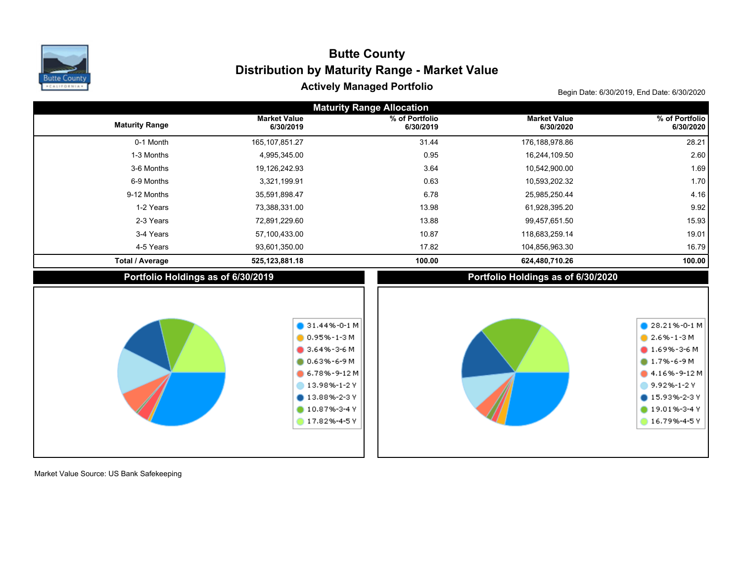# Butte County

## Distribution by Maturity Range - Market Value

### Actively Managed Portfolio

Begin Date: 6/30/2019, End Date: 6/30/2020

**Maturity Range Allocation**

| Maturity Range | Market Value 6/30/2019 | % of Portfolio 6/30/2019 | Market Value 6/30/2020 | % of Portfolio 6/30/2020 |
|---|---|---|---|---|
| 0-1 Month | 165,107,851.27 | 31.44 | 176,188,978.86 | 28.21 |
| 1-3 Months | 4,995,345.00 | 0.95 | 16,244,109.50 | 2.60 |
| 3-6 Months | 19,126,242.93 | 3.64 | 10,542,900.00 | 1.69 |
| 6-9 Months | 3,321,199.91 | 0.63 | 10,593,202.32 | 1.70 |
| 9-12 Months | 35,591,898.47 | 6.78 | 25,985,250.44 | 4.16 |
| 1-2 Years | 73,388,331.00 | 13.98 | 61,928,395.20 | 9.92 |
| 2-3 Years | 72,891,229.60 | 13.88 | 99,457,651.50 | 15.93 |
| 3-4 Years | 57,100,433.00 | 10.87 | 118,683,259.14 | 19.01 |
| 4-5 Years | 93,601,350.00 | 17.82 | 104,856,963.30 | 16.79 |
| **Total / Average** | **525,123,881.18** | **100.00** | **624,480,710.26** | **100.00** |

**Portfolio Holdings as of 6/30/2019**

- 31.44%-0-1 M
- 0.95%-1-3 M
- 3.64%-3-6 M
- 0.63%-6-9 M
- 6.78%-9-12 M
- 13.98%-1-2 Y
- 13.88%-2-3 Y
- 10.87%-3-4 Y
- 17.82%-4-5 Y

**Portfolio Holdings as of 6/30/2020**

- 28.21%-0-1 M
- 2.6%-1-3 M
- 1.69%-3-6 M
- 1.7%-6-9 M
- 4.16%-9-12 M
- 9.92%-1-2 Y
- 15.93%-2-3 Y
- 19.01%-3-4 Y
- 16.79%-4-5 Y

Market Value Source: US Bank Safekeeping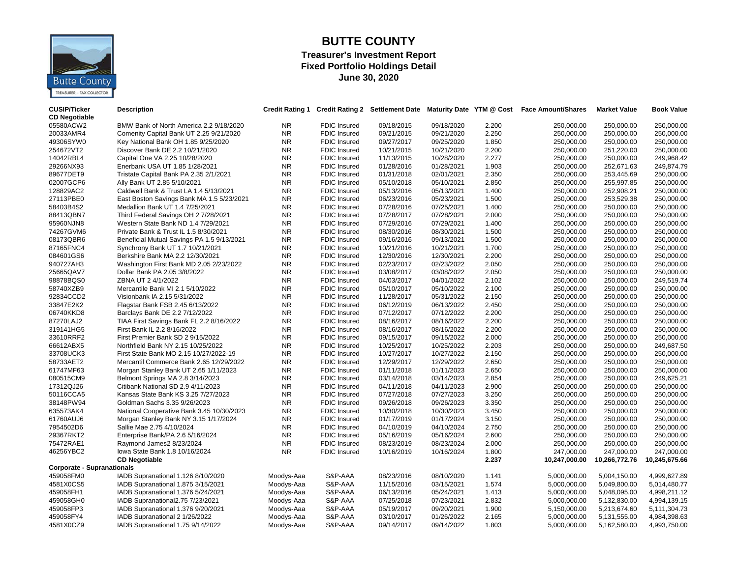# BUTTE COUNTY

## Treasurer's Investment Report
## Fixed Portfolio Holdings Detail
## June 30, 2020

| CUSIP/Ticker | Description | Credit Rating 1 | Credit Rating 2 | Settlement Date | Maturity Date | YTM @ Cost | Face Amount/Shares | Market Value | Book Value |
|---|---|---|---|---|---|---|---|---|---|
| **CD Negotiable** | | | | | | | | | |
| 05580ACW2 | BMW Bank of North America 2.2 9/18/2020 | NR | FDIC Insured | 09/18/2015 | 09/18/2020 | 2.200 | 250,000.00 | 250,000.00 | 250,000.00 |
| 20033AMR4 | Comenity Capital Bank UT 2.25 9/21/2020 | NR | FDIC Insured | 09/21/2015 | 09/21/2020 | 2.250 | 250,000.00 | 250,000.00 | 250,000.00 |
| 49306SYW0 | Key National Bank OH 1.85 9/25/2020 | NR | FDIC Insured | 09/27/2017 | 09/25/2020 | 1.850 | 250,000.00 | 250,000.00 | 250,000.00 |
| 254672VT2 | Discover Bank DE 2.2 10/21/2020 | NR | FDIC Insured | 10/21/2015 | 10/21/2020 | 2.200 | 250,000.00 | 251,220.00 | 250,000.00 |
| 14042RBL4 | Capital One VA 2.25 10/28/2020 | NR | FDIC Insured | 11/13/2015 | 10/28/2020 | 2.277 | 250,000.00 | 250,000.00 | 249,968.42 |
| 29266NX93 | Enerbank USA UT 1.85 1/28/2021 | NR | FDIC Insured | 01/28/2016 | 01/28/2021 | 1.903 | 250,000.00 | 252,671.63 | 249,874.79 |
| 89677DET9 | Tristate Capital Bank PA 2.35 2/1/2021 | NR | FDIC Insured | 01/31/2018 | 02/01/2021 | 2.350 | 250,000.00 | 253,445.69 | 250,000.00 |
| 02007GCP6 | Ally Bank UT 2.85 5/10/2021 | NR | FDIC Insured | 05/10/2018 | 05/10/2021 | 2.850 | 250,000.00 | 255,997.85 | 250,000.00 |
| 128829AC2 | Caldwell Bank & Trust LA 1.4 5/13/2021 | NR | FDIC Insured | 05/13/2016 | 05/13/2021 | 1.400 | 250,000.00 | 252,908.21 | 250,000.00 |
| 27113PBE0 | East Boston Savings Bank MA 1.5 5/23/2021 | NR | FDIC Insured | 06/23/2016 | 05/23/2021 | 1.500 | 250,000.00 | 253,529.38 | 250,000.00 |
| 58403B4S2 | Medallion Bank UT 1.4 7/25/2021 | NR | FDIC Insured | 07/28/2016 | 07/25/2021 | 1.400 | 250,000.00 | 250,000.00 | 250,000.00 |
| 88413QBN7 | Third Federal Savings OH 2 7/28/2021 | NR | FDIC Insured | 07/28/2017 | 07/28/2021 | 2.000 | 250,000.00 | 250,000.00 | 250,000.00 |
| 95960NJN8 | Western State Bank ND 1.4 7/29/2021 | NR | FDIC Insured | 07/29/2016 | 07/29/2021 | 1.400 | 250,000.00 | 250,000.00 | 250,000.00 |
| 74267GVM6 | Private Bank & Trust IL 1.5 8/30/2021 | NR | FDIC Insured | 08/30/2016 | 08/30/2021 | 1.500 | 250,000.00 | 250,000.00 | 250,000.00 |
| 08173QBR6 | Beneficial Mutual Savings PA 1.5 9/13/2021 | NR | FDIC Insured | 09/16/2016 | 09/13/2021 | 1.500 | 250,000.00 | 250,000.00 | 250,000.00 |
| 87165FNC4 | Synchrony Bank UT 1.7 10/21/2021 | NR | FDIC Insured | 10/21/2016 | 10/21/2021 | 1.700 | 250,000.00 | 250,000.00 | 250,000.00 |
| 084601GS6 | Berkshire Bank MA 2.2 12/30/2021 | NR | FDIC Insured | 12/30/2016 | 12/30/2021 | 2.200 | 250,000.00 | 250,000.00 | 250,000.00 |
| 940727AH3 | Washington First Bank MD 2.05 2/23/2022 | NR | FDIC Insured | 02/23/2017 | 02/23/2022 | 2.050 | 250,000.00 | 250,000.00 | 250,000.00 |
| 25665QAV7 | Dollar Bank PA 2.05 3/8/2022 | NR | FDIC Insured | 03/08/2017 | 03/08/2022 | 2.050 | 250,000.00 | 250,000.00 | 250,000.00 |
| 98878BQS0 | ZBNA UT 2 4/1/2022 | NR | FDIC Insured | 04/03/2017 | 04/01/2022 | 2.102 | 250,000.00 | 250,000.00 | 249,519.74 |
| 58740XZB9 | Mercantile Bank MI 2.1 5/10/2022 | NR | FDIC Insured | 05/10/2017 | 05/10/2022 | 2.100 | 250,000.00 | 250,000.00 | 250,000.00 |
| 92834CCD2 | Visionbank IA 2.15 5/31/2022 | NR | FDIC Insured | 11/28/2017 | 05/31/2022 | 2.150 | 250,000.00 | 250,000.00 | 250,000.00 |
| 33847E2K2 | Flagstar Bank FSB 2.45 6/13/2022 | NR | FDIC Insured | 06/12/2019 | 06/13/2022 | 2.450 | 250,000.00 | 250,000.00 | 250,000.00 |
| 06740KKD8 | Barclays Bank DE 2.2 7/12/2022 | NR | FDIC Insured | 07/12/2017 | 07/12/2022 | 2.200 | 250,000.00 | 250,000.00 | 250,000.00 |
| 87270LAJ2 | TIAA First Savings Bank FL 2.2 8/16/2022 | NR | FDIC Insured | 08/16/2017 | 08/16/2022 | 2.200 | 250,000.00 | 250,000.00 | 250,000.00 |
| 319141HG5 | First Bank IL 2.2 8/16/2022 | NR | FDIC Insured | 08/16/2017 | 08/16/2022 | 2.200 | 250,000.00 | 250,000.00 | 250,000.00 |
| 33610RRF2 | First Premier Bank SD 2 9/15/2022 | NR | FDIC Insured | 09/15/2017 | 09/15/2022 | 2.000 | 250,000.00 | 250,000.00 | 250,000.00 |
| 66612ABX5 | Northfield Bank NY 2.15 10/25/2022 | NR | FDIC Insured | 10/25/2017 | 10/25/2022 | 2.203 | 250,000.00 | 250,000.00 | 249,687.50 |
| 33708UCK3 | First State Bank MO 2.15 10/27/2022-19 | NR | FDIC Insured | 10/27/2017 | 10/27/2022 | 2.150 | 250,000.00 | 250,000.00 | 250,000.00 |
| 58733AET2 | Mercantil Commerce Bank 2.65 12/29/2022 | NR | FDIC Insured | 12/29/2017 | 12/29/2022 | 2.650 | 250,000.00 | 250,000.00 | 250,000.00 |
| 61747MF63 | Morgan Stanley Bank UT 2.65 1/11/2023 | NR | FDIC Insured | 01/11/2018 | 01/11/2023 | 2.650 | 250,000.00 | 250,000.00 | 250,000.00 |
| 080515CM9 | Belmont Springs MA 2.8 3/14/2023 | NR | FDIC Insured | 03/14/2018 | 03/14/2023 | 2.854 | 250,000.00 | 250,000.00 | 249,625.21 |
| 17312QJ26 | Citibank National SD 2.9 4/11/2023 | NR | FDIC Insured | 04/11/2018 | 04/11/2023 | 2.900 | 250,000.00 | 250,000.00 | 250,000.00 |
| 50116CCA5 | Kansas State Bank KS 3.25 7/27/2023 | NR | FDIC Insured | 07/27/2018 | 07/27/2023 | 3.250 | 250,000.00 | 250,000.00 | 250,000.00 |
| 38148PW94 | Goldman Sachs 3.35 9/26/2023 | NR | FDIC Insured | 09/26/2018 | 09/26/2023 | 3.350 | 250,000.00 | 250,000.00 | 250,000.00 |
| 635573AK4 | National Cooperative Bank 3.45 10/30/2023 | NR | FDIC Insured | 10/30/2018 | 10/30/2023 | 3.450 | 250,000.00 | 250,000.00 | 250,000.00 |
| 61760AUJ6 | Morgan Stanley Bank NY 3.15 1/17/2024 | NR | FDIC Insured | 01/17/2019 | 01/17/2024 | 3.150 | 250,000.00 | 250,000.00 | 250,000.00 |
| 7954502D6 | Sallie Mae 2.75 4/10/2024 | NR | FDIC Insured | 04/10/2019 | 04/10/2024 | 2.750 | 250,000.00 | 250,000.00 | 250,000.00 |
| 29367RKT2 | Enterprise Bank/PA 2.6 5/16/2024 | NR | FDIC Insured | 05/16/2019 | 05/16/2024 | 2.600 | 250,000.00 | 250,000.00 | 250,000.00 |
| 75472RAE1 | Raymond James2 8/23/2024 | NR | FDIC Insured | 08/23/2019 | 08/23/2024 | 2.000 | 250,000.00 | 250,000.00 | 250,000.00 |
| 46256YBC2 | Iowa State Bank 1.8 10/16/2024 | NR | FDIC Insured | 10/16/2019 | 10/16/2024 | 1.800 | 247,000.00 | 247,000.00 | 247,000.00 |
| | **CD Negotiable** | | | | | **2.237** | **10,247,000.00** | **10,266,772.76** | **10,245,675.66** |
| **Corporate - Supranationals** | | | | | | | | | |
| 459058FM0 | IADB Supranational 1.126 8/10/2020 | Moodys-Aaa | S&P-AAA | 08/23/2016 | 08/10/2020 | 1.141 | 5,000,000.00 | 5,004,150.00 | 4,999,627.89 |
| 4581X0CS5 | IADB Supranational 1.875 3/15/2021 | Moodys-Aaa | S&P-AAA | 11/15/2016 | 03/15/2021 | 1.574 | 5,000,000.00 | 5,049,800.00 | 5,014,480.77 |
| 459058FH1 | IADB Supranational 1.376 5/24/2021 | Moodys-Aaa | S&P-AAA | 06/13/2016 | 05/24/2021 | 1.413 | 5,000,000.00 | 5,048,095.00 | 4,998,211.12 |
| 459058GH0 | IADB Supranational2.75 7/23/2021 | Moodys-Aaa | S&P-AAA | 07/25/2018 | 07/23/2021 | 2.832 | 5,000,000.00 | 5,132,830.00 | 4,994,139.15 |
| 459058FP3 | IADB Supranational 1.376 9/20/2021 | Moodys-Aaa | S&P-AAA | 05/19/2017 | 09/20/2021 | 1.900 | 5,150,000.00 | 5,213,674.60 | 5,111,304.73 |
| 459058FY4 | IADB Supranational 2 1/26/2022 | Moodys-Aaa | S&P-AAA | 03/10/2017 | 01/26/2022 | 2.165 | 5,000,000.00 | 5,131,555.00 | 4,984,398.63 |
| 4581X0CZ9 | IADB Supranational 1.75 9/14/2022 | Moodys-Aaa | S&P-AAA | 09/14/2017 | 09/14/2022 | 1.803 | 5,000,000.00 | 5,162,580.00 | 4,993,750.00 |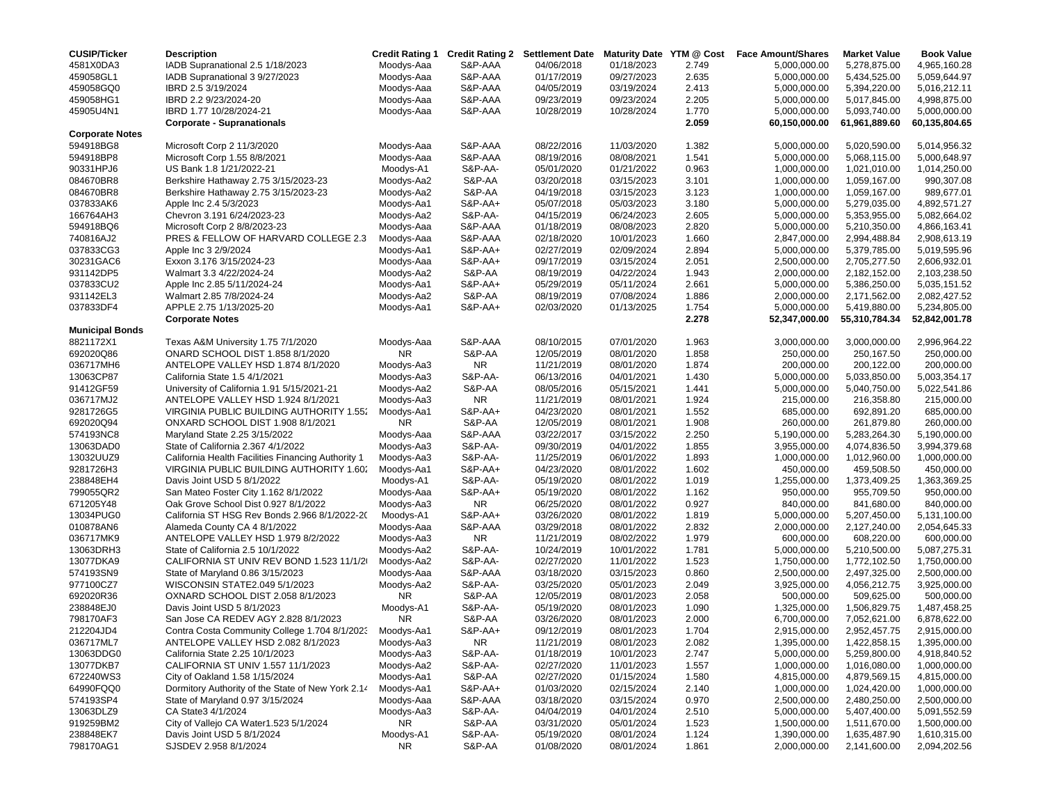| CUSIP/Ticker | Description | Credit Rating 1 | Credit Rating 2 | Settlement Date | Maturity Date | YTM @ Cost | Face Amount/Shares | Market Value | Book Value |
|---|---|---|---|---|---|---|---|---|---|
| 4581X0DA3 | IADB Supranational 2.5 1/18/2023 | Moodys-Aaa | S&P-AAA | 04/06/2018 | 01/18/2023 | 2.749 | 5,000,000.00 | 5,278,875.00 | 4,965,160.28 |
| 459058GL1 | IADB Supranational 3 9/27/2023 | Moodys-Aaa | S&P-AAA | 01/17/2019 | 09/27/2023 | 2.635 | 5,000,000.00 | 5,434,525.00 | 5,059,644.97 |
| 459058GQ0 | IBRD 2.5 3/19/2024 | Moodys-Aaa | S&P-AAA | 04/05/2019 | 03/19/2024 | 2.413 | 5,000,000.00 | 5,394,220.00 | 5,016,212.11 |
| 459058HG1 | IBRD 2.2 9/23/2024-20 | Moodys-Aaa | S&P-AAA | 09/23/2019 | 09/23/2024 | 2.205 | 5,000,000.00 | 5,017,845.00 | 4,998,875.00 |
| 45905U4N1 | IBRD 1.77 10/28/2024-21 | Moodys-Aaa | S&P-AAA | 10/28/2019 | 10/28/2024 | 1.770 | 5,000,000.00 | 5,093,740.00 | 5,000,000.00 |
| | **Corporate - Supranationals** | | | | | **2.059** | **60,150,000.00** | **61,961,889.60** | **60,135,804.65** |
| **Corporate Notes** | | | | | | | | | |
| 594918BG8 | Microsoft Corp 2 11/3/2020 | Moodys-Aaa | S&P-AAA | 08/22/2016 | 11/03/2020 | 1.382 | 5,000,000.00 | 5,020,590.00 | 5,014,956.32 |
| 594918BP8 | Microsoft Corp 1.55 8/8/2021 | Moodys-Aaa | S&P-AAA | 08/19/2016 | 08/08/2021 | 1.541 | 5,000,000.00 | 5,068,115.00 | 5,000,648.97 |
| 90331HPJ6 | US Bank 1.8 1/21/2022-21 | Moodys-A1 | S&P-AA- | 05/01/2020 | 01/21/2022 | 0.963 | 1,000,000.00 | 1,021,010.00 | 1,014,250.00 |
| 084670BR8 | Berkshire Hathaway 2.75 3/15/2023-23 | Moodys-Aa2 | S&P-AA | 03/20/2018 | 03/15/2023 | 3.101 | 1,000,000.00 | 1,059,167.00 | 990,307.08 |
| 084670BR8 | Berkshire Hathaway 2.75 3/15/2023-23 | Moodys-Aa2 | S&P-AA | 04/19/2018 | 03/15/2023 | 3.123 | 1,000,000.00 | 1,059,167.00 | 989,677.01 |
| 037833AK6 | Apple Inc 2.4 5/3/2023 | Moodys-Aa1 | S&P-AA+ | 05/07/2018 | 05/03/2023 | 3.180 | 5,000,000.00 | 5,279,035.00 | 4,892,571.27 |
| 166764AH3 | Chevron 3.191 6/24/2023-23 | Moodys-Aa2 | S&P-AA- | 04/15/2019 | 06/24/2023 | 2.605 | 5,000,000.00 | 5,353,955.00 | 5,082,664.02 |
| 594918BQ6 | Microsoft Corp 2 8/8/2023-23 | Moodys-Aaa | S&P-AAA | 01/18/2019 | 08/08/2023 | 2.820 | 5,000,000.00 | 5,210,350.00 | 4,866,163.41 |
| 740816AJ2 | PRES & FELLOW OF HARVARD COLLEGE 2.3 | Moodys-Aaa | S&P-AAA | 02/18/2020 | 10/01/2023 | 1.660 | 2,847,000.00 | 2,994,488.84 | 2,908,613.19 |
| 037833CG3 | Apple Inc 3 2/9/2024 | Moodys-Aa1 | S&P-AA+ | 02/27/2019 | 02/09/2024 | 2.894 | 5,000,000.00 | 5,379,785.00 | 5,019,595.96 |
| 30231GAC6 | Exxon 3.176 3/15/2024-23 | Moodys-Aaa | S&P-AA+ | 09/17/2019 | 03/15/2024 | 2.051 | 2,500,000.00 | 2,705,277.50 | 2,606,932.01 |
| 931142DP5 | Walmart 3.3 4/22/2024-24 | Moodys-Aa2 | S&P-AA | 08/19/2019 | 04/22/2024 | 1.943 | 2,000,000.00 | 2,182,152.00 | 2,103,238.50 |
| 037833CU2 | Apple Inc 2.85 5/11/2024-24 | Moodys-Aa1 | S&P-AA+ | 05/29/2019 | 05/11/2024 | 2.661 | 5,000,000.00 | 5,386,250.00 | 5,035,151.52 |
| 931142EL3 | Walmart 2.85 7/8/2024-24 | Moodys-Aa2 | S&P-AA | 08/19/2019 | 07/08/2024 | 1.886 | 2,000,000.00 | 2,171,562.00 | 2,082,427.52 |
| 037833DF4 | APPLE 2.75 1/13/2025-20 | Moodys-Aa1 | S&P-AA+ | 02/03/2020 | 01/13/2025 | 1.754 | 5,000,000.00 | 5,419,880.00 | 5,234,805.00 |
| | **Corporate Notes** | | | | | **2.278** | **52,347,000.00** | **55,310,784.34** | **52,842,001.78** |
| **Municipal Bonds** | | | | | | | | | |
| 8821172X1 | Texas A&M University 1.75 7/1/2020 | Moodys-Aaa | S&P-AAA | 08/10/2015 | 07/01/2020 | 1.963 | 3,000,000.00 | 3,000,000.00 | 2,996,964.22 |
| 692020Q86 | ONARD SCHOOL DIST 1.858 8/1/2020 | NR | S&P-AA | 12/05/2019 | 08/01/2020 | 1.858 | 250,000.00 | 250,167.50 | 250,000.00 |
| 036717MH6 | ANTELOPE VALLEY HSD 1.874 8/1/2020 | Moodys-Aa3 | NR | 11/21/2019 | 08/01/2020 | 1.874 | 200,000.00 | 200,122.00 | 200,000.00 |
| 13063CP87 | California State 1.5 4/1/2021 | Moodys-Aa3 | S&P-AA- | 06/13/2016 | 04/01/2021 | 1.430 | 5,000,000.00 | 5,033,850.00 | 5,003,354.17 |
| 91412GF59 | University of California 1.91 5/15/2021-21 | Moodys-Aa2 | S&P-AA | 08/05/2016 | 05/15/2021 | 1.441 | 5,000,000.00 | 5,040,750.00 | 5,022,541.86 |
| 036717MJ2 | ANTELOPE VALLEY HSD 1.924 8/1/2021 | Moodys-Aa3 | NR | 11/21/2019 | 08/01/2021 | 1.924 | 215,000.00 | 216,358.80 | 215,000.00 |
| 9281726G5 | VIRGINIA PUBLIC BUILDING AUTHORITY 1.55 | Moodys-Aa1 | S&P-AA+ | 04/23/2020 | 08/01/2021 | 1.552 | 685,000.00 | 692,891.20 | 685,000.00 |
| 692020Q94 | ONXARD SCHOOL DIST 1.908 8/1/2021 | NR | S&P-AA | 12/05/2019 | 08/01/2021 | 1.908 | 260,000.00 | 261,879.80 | 260,000.00 |
| 574193NC8 | Maryland State 2.25 3/15/2022 | Moodys-Aaa | S&P-AAA | 03/22/2017 | 03/15/2022 | 2.250 | 5,190,000.00 | 5,283,264.30 | 5,190,000.00 |
| 13063DAD0 | State of California 2.367 4/1/2022 | Moodys-Aa3 | S&P-AA- | 09/30/2019 | 04/01/2022 | 1.855 | 3,955,000.00 | 4,074,836.50 | 3,994,379.68 |
| 13032UUZ9 | California Health Facilities Financing Authority 1 | Moodys-Aa3 | S&P-AA- | 11/25/2019 | 06/01/2022 | 1.893 | 1,000,000.00 | 1,012,960.00 | 1,000,000.00 |
| 9281726H3 | VIRGINIA PUBLIC BUILDING AUTHORITY 1.60 | Moodys-Aa1 | S&P-AA+ | 04/23/2020 | 08/01/2022 | 1.602 | 450,000.00 | 459,508.50 | 450,000.00 |
| 238848EH4 | Davis Joint USD 5 8/1/2022 | Moodys-A1 | S&P-AA- | 05/19/2020 | 08/01/2022 | 1.019 | 1,255,000.00 | 1,373,409.25 | 1,363,369.25 |
| 799055QR2 | San Mateo Foster City 1.162 8/1/2022 | Moodys-Aaa | S&P-AA+ | 05/19/2020 | 08/01/2022 | 1.162 | 950,000.00 | 955,709.50 | 950,000.00 |
| 671205Y48 | Oak Grove School Dist 0.927 8/1/2022 | Moodys-Aa3 | NR | 06/25/2020 | 08/01/2022 | 0.927 | 840,000.00 | 841,680.00 | 840,000.00 |
| 13034PUG0 | California ST HSG Rev Bonds 2.966 8/1/2022-20 | Moodys-A1 | S&P-AA+ | 03/26/2020 | 08/01/2022 | 1.819 | 5,000,000.00 | 5,207,450.00 | 5,131,100.00 |
| 010878AN6 | Alameda County CA 4 8/1/2022 | Moodys-Aaa | S&P-AAA | 03/29/2018 | 08/01/2022 | 2.832 | 2,000,000.00 | 2,127,240.00 | 2,054,645.33 |
| 036717MK9 | ANTELOPE VALLEY HSD 1.979 8/2/2022 | Moodys-Aa3 | NR | 11/21/2019 | 08/02/2022 | 1.979 | 600,000.00 | 608,220.00 | 600,000.00 |
| 13063DRH3 | State of California 2.5 10/1/2022 | Moodys-Aa2 | S&P-AA- | 10/24/2019 | 10/01/2022 | 1.781 | 5,000,000.00 | 5,210,500.00 | 5,087,275.31 |
| 13077DKA9 | CALIFORNIA ST UNIV REV BOND 1.523 11/1/20 | Moodys-Aa2 | S&P-AA- | 02/27/2020 | 11/01/2022 | 1.523 | 1,750,000.00 | 1,772,102.50 | 1,750,000.00 |
| 574193SN9 | State of Maryland 0.86 3/15/2023 | Moodys-Aaa | S&P-AAA | 03/18/2020 | 03/15/2023 | 0.860 | 2,500,000.00 | 2,497,325.00 | 2,500,000.00 |
| 977100CZ7 | WISCONSIN STATE2.049 5/1/2023 | Moodys-Aa2 | S&P-AA- | 03/25/2020 | 05/01/2023 | 2.049 | 3,925,000.00 | 4,056,212.75 | 3,925,000.00 |
| 692020R36 | OXNARD SCHOOL DIST 2.058 8/1/2023 | NR | S&P-AA | 12/05/2019 | 08/01/2023 | 2.058 | 500,000.00 | 509,625.00 | 500,000.00 |
| 238848EJ0 | Davis Joint USD 5 8/1/2023 | Moodys-A1 | S&P-AA- | 05/19/2020 | 08/01/2023 | 1.090 | 1,325,000.00 | 1,506,829.75 | 1,487,458.25 |
| 798170AF3 | San Jose CA REDEV AGY 2.828 8/1/2023 | NR | S&P-AA | 03/26/2020 | 08/01/2023 | 2.000 | 6,700,000.00 | 7,052,621.00 | 6,878,622.00 |
| 212204JD4 | Contra Costa Community College 1.704 8/1/2023 | Moodys-Aa1 | S&P-AA+ | 09/12/2019 | 08/01/2023 | 1.704 | 2,915,000.00 | 2,952,457.75 | 2,915,000.00 |
| 036717ML7 | ANTELOPE VALLEY HSD 2.082 8/1/2023 | Moodys-Aa3 | NR | 11/21/2019 | 08/01/2023 | 2.082 | 1,395,000.00 | 1,422,858.15 | 1,395,000.00 |
| 13063DDG0 | California State 2.25 10/1/2023 | Moodys-Aa3 | S&P-AA- | 01/18/2019 | 10/01/2023 | 2.747 | 5,000,000.00 | 5,259,800.00 | 4,918,840.52 |
| 13077DKB7 | CALIFORNIA ST UNIV 1.557 11/1/2023 | Moodys-Aa2 | S&P-AA- | 02/27/2020 | 11/01/2023 | 1.557 | 1,000,000.00 | 1,016,080.00 | 1,000,000.00 |
| 672240WS3 | City of Oakland 1.58 1/15/2024 | Moodys-Aa1 | S&P-AA | 02/27/2020 | 01/15/2024 | 1.580 | 4,815,000.00 | 4,879,569.15 | 4,815,000.00 |
| 64990FQQ0 | Dormitory Authority of the State of New York 2.14 | Moodys-Aa1 | S&P-AA+ | 01/03/2020 | 02/15/2024 | 2.140 | 1,000,000.00 | 1,024,420.00 | 1,000,000.00 |
| 574193SP4 | State of Maryland 0.97 3/15/2024 | Moodys-Aaa | S&P-AAA | 03/18/2020 | 03/15/2024 | 0.970 | 2,500,000.00 | 2,480,250.00 | 2,500,000.00 |
| 13063DLZ9 | CA State3 4/1/2024 | Moodys-Aa3 | S&P-AA- | 04/04/2019 | 04/01/2024 | 2.510 | 5,000,000.00 | 5,407,400.00 | 5,091,552.59 |
| 919259BM2 | City of Vallejo CA Water1.523 5/1/2024 | NR | S&P-AA | 03/31/2020 | 05/01/2024 | 1.523 | 1,500,000.00 | 1,511,670.00 | 1,500,000.00 |
| 238848EK7 | Davis Joint USD 5 8/1/2024 | Moodys-A1 | S&P-AA- | 05/19/2020 | 08/01/2024 | 1.124 | 1,390,000.00 | 1,635,487.90 | 1,610,315.00 |
| 798170AG1 | SJSDEV 2.958 8/1/2024 | NR | S&P-AA | 01/08/2020 | 08/01/2024 | 1.861 | 2,000,000.00 | 2,141,600.00 | 2,094,202.56 |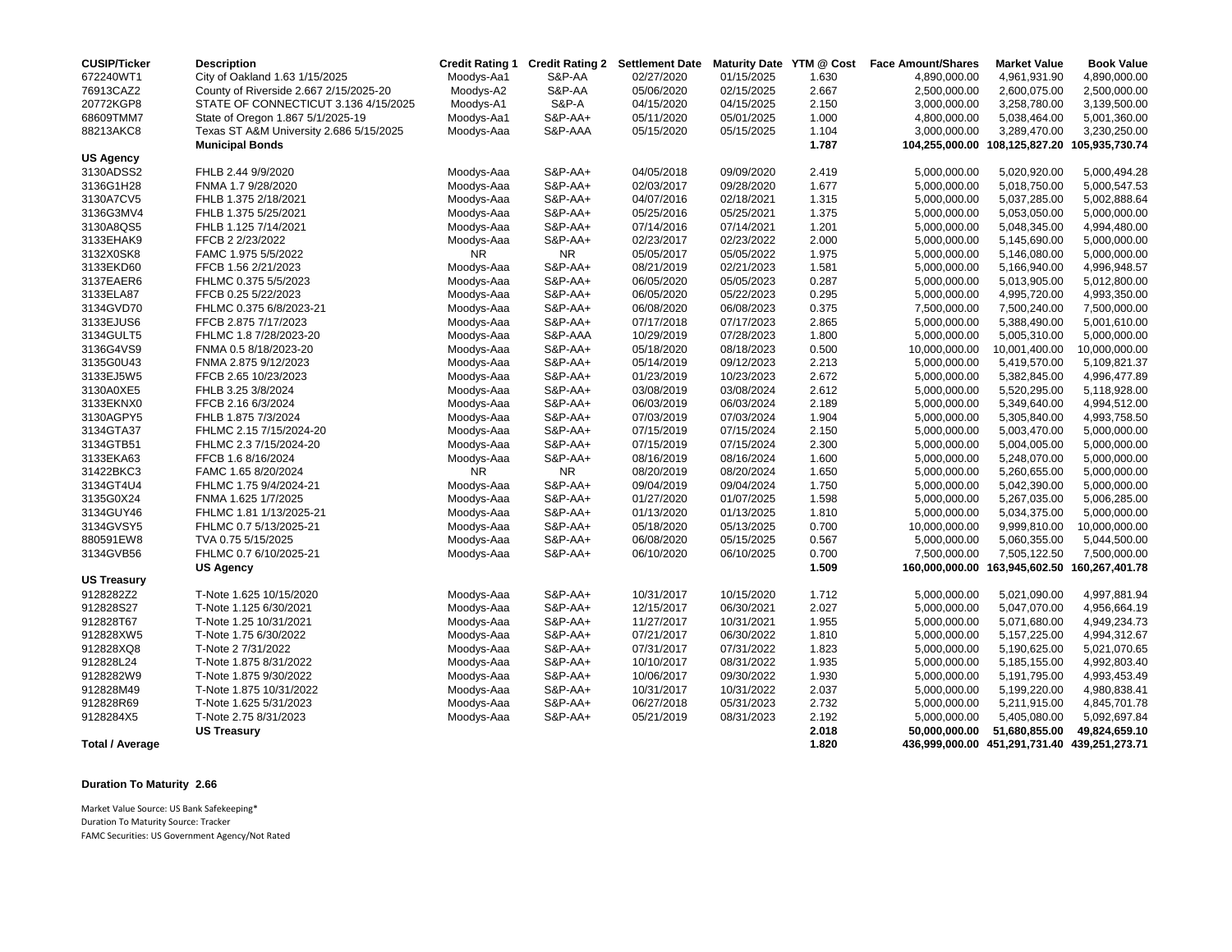| CUSIP/Ticker | Description | Credit Rating 1 | Credit Rating 2 | Settlement Date | Maturity Date | YTM @ Cost | Face Amount/Shares | Market Value | Book Value |
|---|---|---|---|---|---|---|---|---|---|
| 672240WT1 | City of Oakland 1.63 1/15/2025 | Moodys-Aa1 | S&P-AA | 02/27/2020 | 01/15/2025 | 1.630 | 4,890,000.00 | 4,961,931.90 | 4,890,000.00 |
| 76913CAZ2 | County of Riverside 2.667 2/15/2025-20 | Moodys-A2 | S&P-AA | 05/06/2020 | 02/15/2025 | 2.667 | 2,500,000.00 | 2,600,075.00 | 2,500,000.00 |
| 20772KGP8 | STATE OF CONNECTICUT 3.136 4/15/2025 | Moodys-A1 | S&P-A | 04/15/2020 | 04/15/2025 | 2.150 | 3,000,000.00 | 3,258,780.00 | 3,139,500.00 |
| 68609TMM7 | State of Oregon 1.867 5/1/2025-19 | Moodys-Aa1 | S&P-AA+ | 05/11/2020 | 05/01/2025 | 1.000 | 4,800,000.00 | 5,038,464.00 | 5,001,360.00 |
| 88213AKC8 | Texas ST A&M University 2.686 5/15/2025 | Moodys-Aaa | S&P-AAA | 05/15/2020 | 05/15/2025 | 1.104 | 3,000,000.00 | 3,289,470.00 | 3,230,250.00 |
| | **Municipal Bonds** | | | | | **1.787** | **104,255,000.00** | **108,125,827.20** | **105,935,730.74** |
| **US Agency** | | | | | | | | | |
| 3130ADSS2 | FHLB 2.44 9/9/2020 | Moodys-Aaa | S&P-AA+ | 04/05/2018 | 09/09/2020 | 2.419 | 5,000,000.00 | 5,020,920.00 | 5,000,494.28 |
| 3136G1H28 | FNMA 1.7 9/28/2020 | Moodys-Aaa | S&P-AA+ | 02/03/2017 | 09/28/2020 | 1.677 | 5,000,000.00 | 5,018,750.00 | 5,000,547.53 |
| 3130A7CV5 | FHLB 1.375 2/18/2021 | Moodys-Aaa | S&P-AA+ | 04/07/2016 | 02/18/2021 | 1.315 | 5,000,000.00 | 5,037,285.00 | 5,002,888.64 |
| 3136G3MV4 | FNMA 1.375 5/25/2021 | Moodys-Aaa | S&P-AA+ | 05/25/2016 | 05/25/2021 | 1.375 | 5,000,000.00 | 5,053,050.00 | 5,000,000.00 |
| 3130A8QS5 | FHLB 1.125 7/14/2021 | Moodys-Aaa | S&P-AA+ | 07/14/2016 | 07/14/2021 | 1.201 | 5,000,000.00 | 5,048,345.00 | 4,994,480.00 |
| 3133EHAK9 | FFCB 2 2/23/2022 | Moodys-Aaa | S&P-AA+ | 02/23/2017 | 02/23/2022 | 2.000 | 5,000,000.00 | 5,145,690.00 | 5,000,000.00 |
| 3132X0SK8 | FAMC 1.975 5/5/2022 | NR | NR | 05/05/2017 | 05/05/2022 | 1.975 | 5,000,000.00 | 5,146,080.00 | 5,000,000.00 |
| 3133EKD60 | FFCB 1.56 2/21/2023 | Moodys-Aaa | S&P-AA+ | 08/21/2019 | 02/21/2023 | 1.581 | 5,000,000.00 | 5,166,940.00 | 4,996,948.57 |
| 3137EAER6 | FHLMC 0.375 5/5/2023 | Moodys-Aaa | S&P-AA+ | 06/05/2020 | 05/05/2023 | 0.287 | 5,000,000.00 | 5,013,905.00 | 5,012,800.00 |
| 3133ELA87 | FFCB 0.25 5/22/2023 | Moodys-Aaa | S&P-AA+ | 06/05/2020 | 05/22/2023 | 0.295 | 5,000,000.00 | 4,995,720.00 | 4,993,350.00 |
| 3134GVD70 | FHLMC 0.375 6/8/2023-21 | Moodys-Aaa | S&P-AA+ | 06/08/2020 | 06/08/2023 | 0.375 | 7,500,000.00 | 7,500,240.00 | 7,500,000.00 |
| 3133EJUS6 | FFCB 2.875 7/17/2023 | Moodys-Aaa | S&P-AA+ | 07/17/2018 | 07/17/2023 | 2.865 | 5,000,000.00 | 5,388,490.00 | 5,001,610.00 |
| 3134GULT5 | FHLMC 1.8 7/28/2023-20 | Moodys-Aaa | S&P-AAA | 10/29/2019 | 07/28/2023 | 1.800 | 5,000,000.00 | 5,005,310.00 | 5,000,000.00 |
| 3136G4VS9 | FNMA 0.5 8/18/2023-20 | Moodys-Aaa | S&P-AA+ | 05/18/2020 | 08/18/2023 | 0.500 | 10,000,000.00 | 10,001,400.00 | 10,000,000.00 |
| 3135G0U43 | FNMA 2.875 9/12/2023 | Moodys-Aaa | S&P-AA+ | 05/14/2019 | 09/12/2023 | 2.213 | 5,000,000.00 | 5,419,570.00 | 5,109,821.37 |
| 3133EJ5W5 | FFCB 2.65 10/23/2023 | Moodys-Aaa | S&P-AA+ | 01/23/2019 | 10/23/2023 | 2.672 | 5,000,000.00 | 5,382,845.00 | 4,996,477.89 |
| 3130A0XE5 | FHLB 3.25 3/8/2024 | Moodys-Aaa | S&P-AA+ | 03/08/2019 | 03/08/2024 | 2.612 | 5,000,000.00 | 5,520,295.00 | 5,118,928.00 |
| 3133EKNX0 | FFCB 2.16 6/3/2024 | Moodys-Aaa | S&P-AA+ | 06/03/2019 | 06/03/2024 | 2.189 | 5,000,000.00 | 5,349,640.00 | 4,994,512.00 |
| 3130AGPY5 | FHLB 1.875 7/3/2024 | Moodys-Aaa | S&P-AA+ | 07/03/2019 | 07/03/2024 | 1.904 | 5,000,000.00 | 5,305,840.00 | 4,993,758.50 |
| 3134GTA37 | FHLMC 2.15 7/15/2024-20 | Moodys-Aaa | S&P-AA+ | 07/15/2019 | 07/15/2024 | 2.150 | 5,000,000.00 | 5,003,470.00 | 5,000,000.00 |
| 3134GTB51 | FHLMC 2.3 7/15/2024-20 | Moodys-Aaa | S&P-AA+ | 07/15/2019 | 07/15/2024 | 2.300 | 5,000,000.00 | 5,004,005.00 | 5,000,000.00 |
| 3133EKA63 | FFCB 1.6 8/16/2024 | Moodys-Aaa | S&P-AA+ | 08/16/2019 | 08/16/2024 | 1.600 | 5,000,000.00 | 5,248,070.00 | 5,000,000.00 |
| 31422BKC3 | FAMC 1.65 8/20/2024 | NR | NR | 08/20/2019 | 08/20/2024 | 1.650 | 5,000,000.00 | 5,260,655.00 | 5,000,000.00 |
| 3134GT4U4 | FHLMC 1.75 9/4/2024-21 | Moodys-Aaa | S&P-AA+ | 09/04/2019 | 09/04/2024 | 1.750 | 5,000,000.00 | 5,042,390.00 | 5,000,000.00 |
| 3135G0X24 | FNMA 1.625 1/7/2025 | Moodys-Aaa | S&P-AA+ | 01/27/2020 | 01/07/2025 | 1.598 | 5,000,000.00 | 5,267,035.00 | 5,006,285.00 |
| 3134GUY46 | FHLMC 1.81 1/13/2025-21 | Moodys-Aaa | S&P-AA+ | 01/13/2020 | 01/13/2025 | 1.810 | 5,000,000.00 | 5,034,375.00 | 5,000,000.00 |
| 3134GVSY5 | FHLMC 0.7 5/13/2025-21 | Moodys-Aaa | S&P-AA+ | 05/18/2020 | 05/13/2025 | 0.700 | 10,000,000.00 | 9,999,810.00 | 10,000,000.00 |
| 880591EW8 | TVA 0.75 5/15/2025 | Moodys-Aaa | S&P-AA+ | 06/08/2020 | 05/15/2025 | 0.567 | 5,000,000.00 | 5,060,355.00 | 5,044,500.00 |
| 3134GVB56 | FHLMC 0.7 6/10/2025-21 | Moodys-Aaa | S&P-AA+ | 06/10/2020 | 06/10/2025 | 0.700 | 7,500,000.00 | 7,505,122.50 | 7,500,000.00 |
| | **US Agency** | | | | | **1.509** | **160,000,000.00** | **163,945,602.50** | **160,267,401.78** |
| **US Treasury** | | | | | | | | | |
| 9128282Z2 | T-Note 1.625 10/15/2020 | Moodys-Aaa | S&P-AA+ | 10/31/2017 | 10/15/2020 | 1.712 | 5,000,000.00 | 5,021,090.00 | 4,997,881.94 |
| 912828S27 | T-Note 1.125 6/30/2021 | Moodys-Aaa | S&P-AA+ | 12/15/2017 | 06/30/2021 | 2.027 | 5,000,000.00 | 5,047,070.00 | 4,956,664.19 |
| 912828T67 | T-Note 1.25 10/31/2021 | Moodys-Aaa | S&P-AA+ | 11/27/2017 | 10/31/2021 | 1.955 | 5,000,000.00 | 5,071,680.00 | 4,949,234.73 |
| 912828XW5 | T-Note 1.75 6/30/2022 | Moodys-Aaa | S&P-AA+ | 07/21/2017 | 06/30/2022 | 1.810 | 5,000,000.00 | 5,157,225.00 | 4,994,312.67 |
| 912828XQ8 | T-Note 2 7/31/2022 | Moodys-Aaa | S&P-AA+ | 07/31/2017 | 07/31/2022 | 1.823 | 5,000,000.00 | 5,190,625.00 | 5,021,070.65 |
| 912828L24 | T-Note 1.875 8/31/2022 | Moodys-Aaa | S&P-AA+ | 10/10/2017 | 08/31/2022 | 1.935 | 5,000,000.00 | 5,185,155.00 | 4,992,803.40 |
| 9128282W9 | T-Note 1.875 9/30/2022 | Moodys-Aaa | S&P-AA+ | 10/06/2017 | 09/30/2022 | 1.930 | 5,000,000.00 | 5,191,795.00 | 4,993,453.49 |
| 912828M49 | T-Note 1.875 10/31/2022 | Moodys-Aaa | S&P-AA+ | 10/31/2017 | 10/31/2022 | 2.037 | 5,000,000.00 | 5,199,220.00 | 4,980,838.41 |
| 912828R69 | T-Note 1.625 5/31/2023 | Moodys-Aaa | S&P-AA+ | 06/27/2018 | 05/31/2023 | 2.732 | 5,000,000.00 | 5,211,915.00 | 4,845,701.78 |
| 9128284X5 | T-Note 2.75 8/31/2023 | Moodys-Aaa | S&P-AA+ | 05/21/2019 | 08/31/2023 | 2.192 | 5,000,000.00 | 5,405,080.00 | 5,092,697.84 |
| | **US Treasury** | | | | | **2.018** | **50,000,000.00** | **51,680,855.00** | **49,824,659.10** |
| **Total / Average** | | | | | | **1.820** | **436,999,000.00** | **451,291,731.40** | **439,251,273.71** |

**Duration To Maturity 2.66**

Market Value Source: US Bank Safekeeping*
Duration To Maturity Source: Tracker
FAMC Securities: US Government Agency/Not Rated